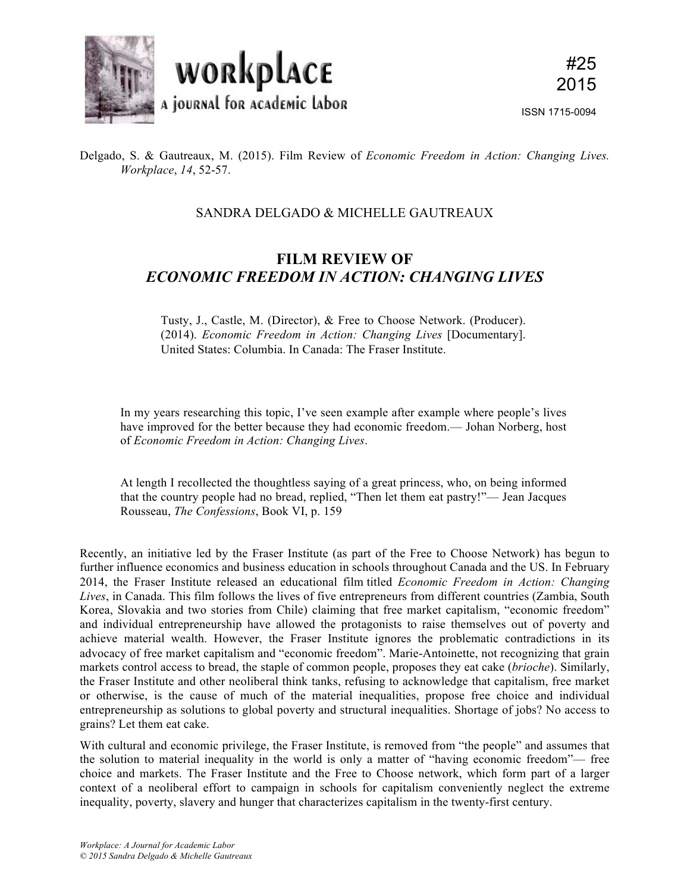Delgado, S. & Gautreaux, M. (2015). Film Review of *Economic Freedom in Action: Changing Lives. Workplace*, *14*, 52-57.

SANDRA DELGADO & MICHELLE GAUTREAUX

# FILM REVIEW OF *ECONOMIC FREEDOM IN ACTION: CHANGING LIVES*

Tusty, J., Castle, M. (Director), & Free to Choose Network. (Producer). (2014). *Economic Freedom in Action: Changing Lives* [Documentary]. United States: Columbia. In Canada: The Fraser Institute.

> In my years researching this topic, I've seen example after example where people's lives have improved for the better because they had economic freedom.— Johan Norberg, host of *Economic Freedom in Action: Changing Lives*.

> At length I recollected the thoughtless saying of a great princess, who, on being informed that the country people had no bread, replied, "Then let them eat pastry!"— Jean Jacques Rousseau, *The Confessions*, Book VI, p. 159

Recently, an initiative led by the Fraser Institute (as part of the Free to Choose Network) has begun to further influence economics and business education in schools throughout Canada and the US. In February 2014, the Fraser Institute released an educational film titled *Economic Freedom in Action: Changing Lives*, in Canada. This film follows the lives of five entrepreneurs from different countries (Zambia, South Korea, Slovakia and two stories from Chile) claiming that free market capitalism, "economic freedom" and individual entrepreneurship have allowed the protagonists to raise themselves out of poverty and achieve material wealth. However, the Fraser Institute ignores the problematic contradictions in its advocacy of free market capitalism and "economic freedom". Marie-Antoinette, not recognizing that grain markets control access to bread, the staple of common people, proposes they eat cake (*brioche*). Similarly, the Fraser Institute and other neoliberal think tanks, refusing to acknowledge that capitalism, free market or otherwise, is the cause of much of the material inequalities, propose free choice and individual entrepreneurship as solutions to global poverty and structural inequalities. Shortage of jobs? No access to grains? Let them eat cake.

With cultural and economic privilege, the Fraser Institute, is removed from "the people" and assumes that the solution to material inequality in the world is only a matter of "having economic freedom"— free choice and markets. The Fraser Institute and the Free to Choose network, which form part of a larger context of a neoliberal effort to campaign in schools for capitalism conveniently neglect the extreme inequality, poverty, slavery and hunger that characterizes capitalism in the twenty-first century.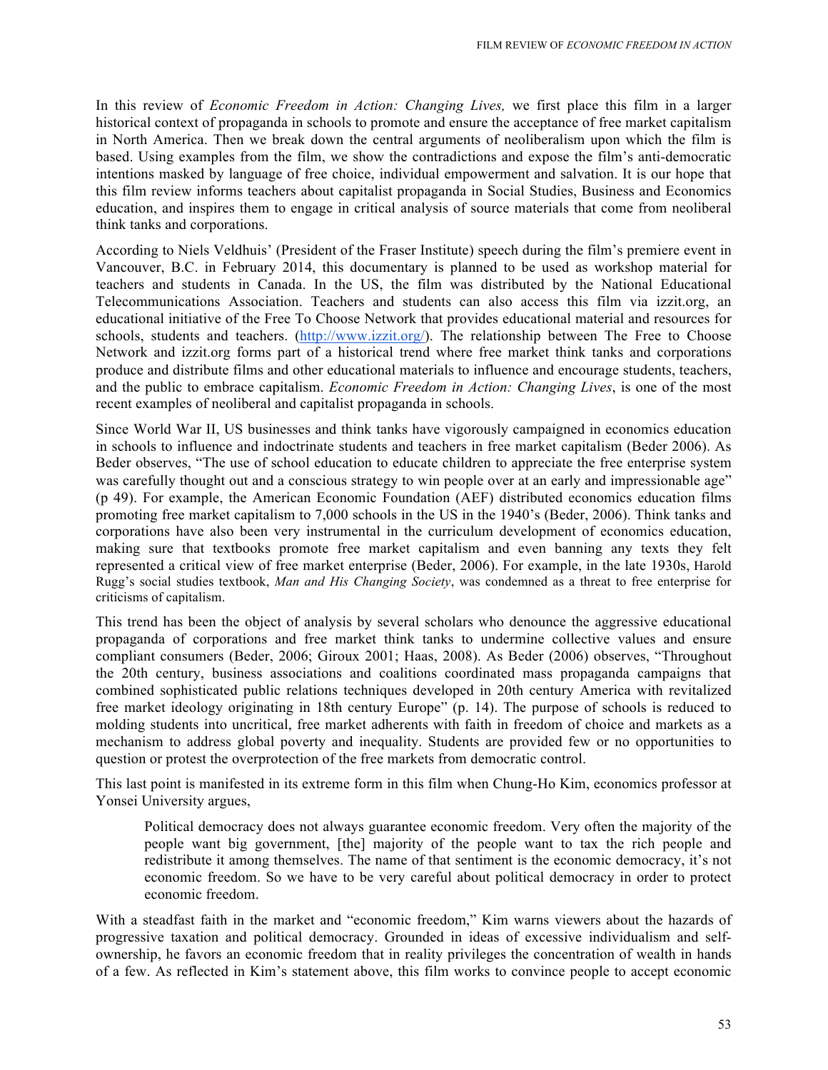In this review of *Economic Freedom in Action: Changing Lives,* we first place this film in a larger historical context of propaganda in schools to promote and ensure the acceptance of free market capitalism in North America. Then we break down the central arguments of neoliberalism upon which the film is based. Using examples from the film, we show the contradictions and expose the film's anti-democratic intentions masked by language of free choice, individual empowerment and salvation. It is our hope that this film review informs teachers about capitalist propaganda in Social Studies, Business and Economics education, and inspires them to engage in critical analysis of source materials that come from neoliberal think tanks and corporations.

According to Niels Veldhuis' (President of the Fraser Institute) speech during the film's premiere event in Vancouver, B.C. in February 2014, this documentary is planned to be used as workshop material for teachers and students in Canada. In the US, the film was distributed by the National Educational Telecommunications Association. Teachers and students can also access this film via izzit.org, an educational initiative of the Free To Choose Network that provides educational material and resources for schools, students and teachers. (http://www.izzit.org/). The relationship between The Free to Choose Network and izzit.org forms part of a historical trend where free market think tanks and corporations produce and distribute films and other educational materials to influence and encourage students, teachers, and the public to embrace capitalism. *Economic Freedom in Action: Changing Lives*, is one of the most recent examples of neoliberal and capitalist propaganda in schools.

Since World War II, US businesses and think tanks have vigorously campaigned in economics education in schools to influence and indoctrinate students and teachers in free market capitalism (Beder 2006). As Beder observes, "The use of school education to educate children to appreciate the free enterprise system was carefully thought out and a conscious strategy to win people over at an early and impressionable age" (p 49). For example, the American Economic Foundation (AEF) distributed economics education films promoting free market capitalism to 7,000 schools in the US in the 1940's (Beder, 2006). Think tanks and corporations have also been very instrumental in the curriculum development of economics education, making sure that textbooks promote free market capitalism and even banning any texts they felt represented a critical view of free market enterprise (Beder, 2006). For example, in the late 1930s, Harold Rugg's social studies textbook, *Man and His Changing Society*, was condemned as a threat to free enterprise for criticisms of capitalism.

This trend has been the object of analysis by several scholars who denounce the aggressive educational propaganda of corporations and free market think tanks to undermine collective values and ensure compliant consumers (Beder, 2006; Giroux 2001; Haas, 2008). As Beder (2006) observes, "Throughout the 20th century, business associations and coalitions coordinated mass propaganda campaigns that combined sophisticated public relations techniques developed in 20th century America with revitalized free market ideology originating in 18th century Europe" (p. 14). The purpose of schools is reduced to molding students into uncritical, free market adherents with faith in freedom of choice and markets as a mechanism to address global poverty and inequality. Students are provided few or no opportunities to question or protest the overprotection of the free markets from democratic control.

This last point is manifested in its extreme form in this film when Chung-Ho Kim, economics professor at Yonsei University argues,

> Political democracy does not always guarantee economic freedom. Very often the majority of the people want big government, [the] majority of the people want to tax the rich people and redistribute it among themselves. The name of that sentiment is the economic democracy, it's not economic freedom. So we have to be very careful about political democracy in order to protect economic freedom.

With a steadfast faith in the market and "economic freedom," Kim warns viewers about the hazards of progressive taxation and political democracy. Grounded in ideas of excessive individualism and self-ownership, he favors an economic freedom that in reality privileges the concentration of wealth in hands of a few. As reflected in Kim's statement above, this film works to convince people to accept economic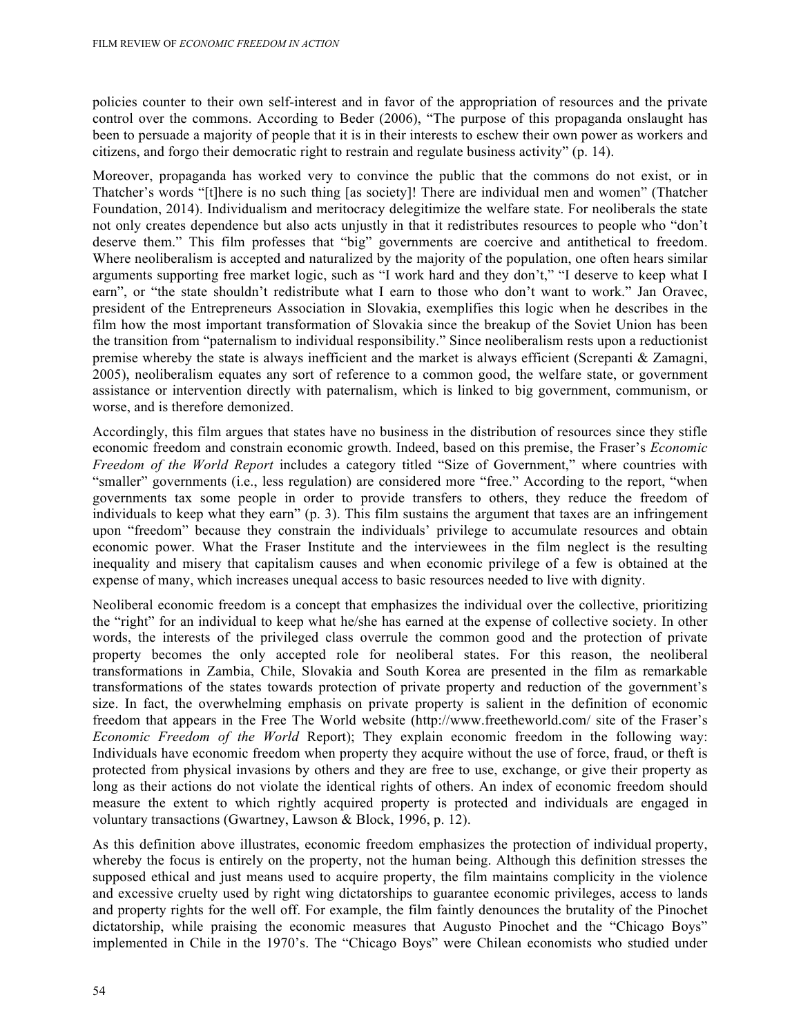policies counter to their own self-interest and in favor of the appropriation of resources and the private control over the commons. According to Beder (2006), "The purpose of this propaganda onslaught has been to persuade a majority of people that it is in their interests to eschew their own power as workers and citizens, and forgo their democratic right to restrain and regulate business activity" (p. 14).

Moreover, propaganda has worked very to convince the public that the commons do not exist, or in Thatcher's words "[t]here is no such thing [as society]! There are individual men and women" (Thatcher Foundation, 2014). Individualism and meritocracy delegitimize the welfare state. For neoliberals the state not only creates dependence but also acts unjustly in that it redistributes resources to people who "don't deserve them." This film professes that "big" governments are coercive and antithetical to freedom. Where neoliberalism is accepted and naturalized by the majority of the population, one often hears similar arguments supporting free market logic, such as "I work hard and they don't," "I deserve to keep what I earn", or "the state shouldn't redistribute what I earn to those who don't want to work." Jan Oravec, president of the Entrepreneurs Association in Slovakia, exemplifies this logic when he describes in the film how the most important transformation of Slovakia since the breakup of the Soviet Union has been the transition from "paternalism to individual responsibility." Since neoliberalism rests upon a reductionist premise whereby the state is always inefficient and the market is always efficient (Screpanti & Zamagni, 2005), neoliberalism equates any sort of reference to a common good, the welfare state, or government assistance or intervention directly with paternalism, which is linked to big government, communism, or worse, and is therefore demonized.

Accordingly, this film argues that states have no business in the distribution of resources since they stifle economic freedom and constrain economic growth. Indeed, based on this premise, the Fraser's *Economic Freedom of the World Report* includes a category titled "Size of Government," where countries with "smaller" governments (i.e., less regulation) are considered more "free." According to the report, "when governments tax some people in order to provide transfers to others, they reduce the freedom of individuals to keep what they earn" (p. 3). This film sustains the argument that taxes are an infringement upon "freedom" because they constrain the individuals' privilege to accumulate resources and obtain economic power. What the Fraser Institute and the interviewees in the film neglect is the resulting inequality and misery that capitalism causes and when economic privilege of a few is obtained at the expense of many, which increases unequal access to basic resources needed to live with dignity.

Neoliberal economic freedom is a concept that emphasizes the individual over the collective, prioritizing the "right" for an individual to keep what he/she has earned at the expense of collective society. In other words, the interests of the privileged class overrule the common good and the protection of private property becomes the only accepted role for neoliberal states. For this reason, the neoliberal transformations in Zambia, Chile, Slovakia and South Korea are presented in the film as remarkable transformations of the states towards protection of private property and reduction of the government's size. In fact, the overwhelming emphasis on private property is salient in the definition of economic freedom that appears in the Free The World website (http://www.freetheworld.com/ site of the Fraser's *Economic Freedom of the World* Report); They explain economic freedom in the following way: Individuals have economic freedom when property they acquire without the use of force, fraud, or theft is protected from physical invasions by others and they are free to use, exchange, or give their property as long as their actions do not violate the identical rights of others. An index of economic freedom should measure the extent to which rightly acquired property is protected and individuals are engaged in voluntary transactions (Gwartney, Lawson & Block, 1996, p. 12).

As this definition above illustrates, economic freedom emphasizes the protection of individual property, whereby the focus is entirely on the property, not the human being. Although this definition stresses the supposed ethical and just means used to acquire property, the film maintains complicity in the violence and excessive cruelty used by right wing dictatorships to guarantee economic privileges, access to lands and property rights for the well off. For example, the film faintly denounces the brutality of the Pinochet dictatorship, while praising the economic measures that Augusto Pinochet and the "Chicago Boys" implemented in Chile in the 1970's. The "Chicago Boys" were Chilean economists who studied under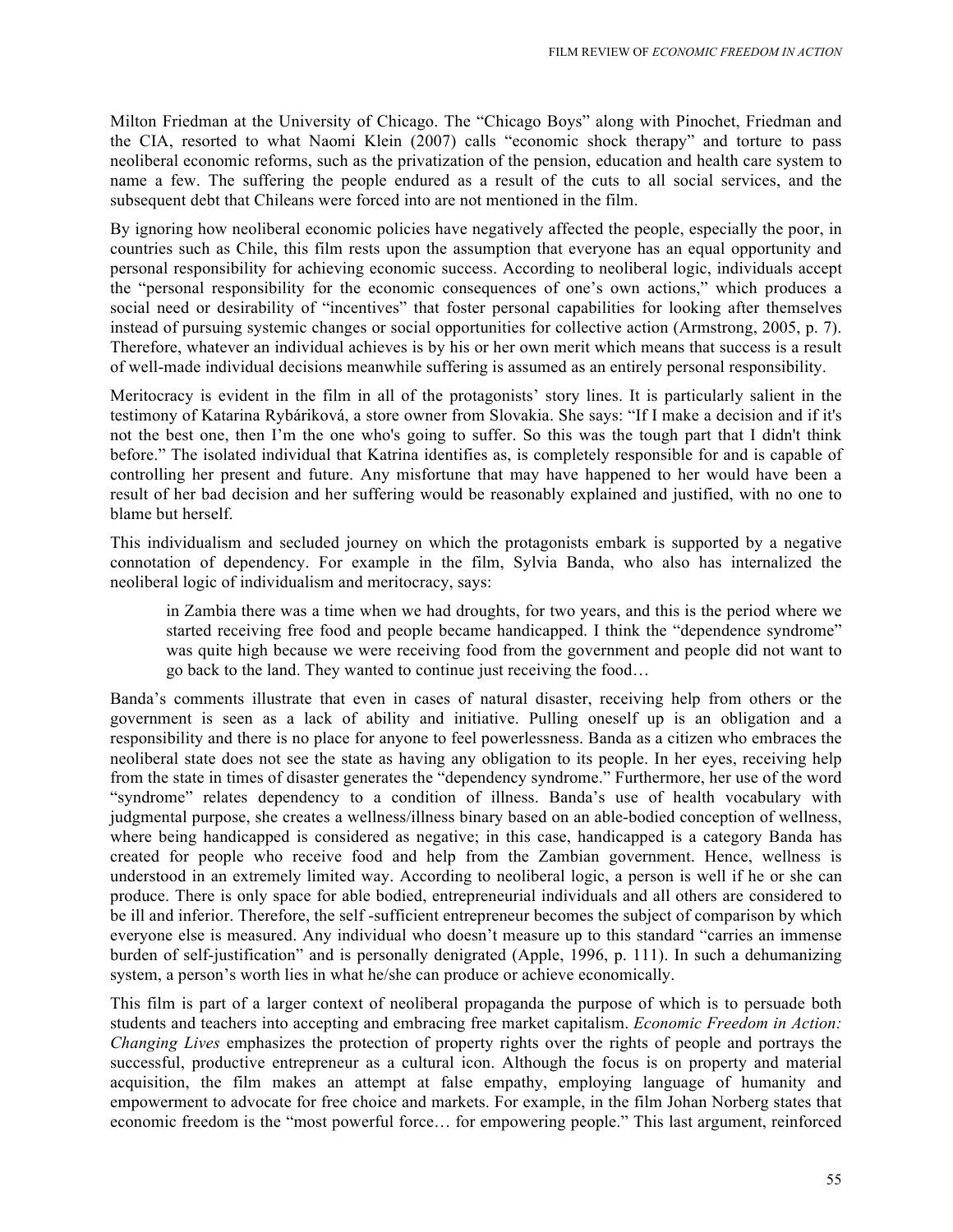Milton Friedman at the University of Chicago. The "Chicago Boys" along with Pinochet, Friedman and the CIA, resorted to what Naomi Klein (2007) calls "economic shock therapy" and torture to pass neoliberal economic reforms, such as the privatization of the pension, education and health care system to name a few. The suffering the people endured as a result of the cuts to all social services, and the subsequent debt that Chileans were forced into are not mentioned in the film.

By ignoring how neoliberal economic policies have negatively affected the people, especially the poor, in countries such as Chile, this film rests upon the assumption that everyone has an equal opportunity and personal responsibility for achieving economic success. According to neoliberal logic, individuals accept the "personal responsibility for the economic consequences of one's own actions," which produces a social need or desirability of "incentives" that foster personal capabilities for looking after themselves instead of pursuing systemic changes or social opportunities for collective action (Armstrong, 2005, p. 7). Therefore, whatever an individual achieves is by his or her own merit which means that success is a result of well-made individual decisions meanwhile suffering is assumed as an entirely personal responsibility.

Meritocracy is evident in the film in all of the protagonists' story lines. It is particularly salient in the testimony of Katarina Rybáriková, a store owner from Slovakia. She says: "If I make a decision and if it's not the best one, then I'm the one who's going to suffer. So this was the tough part that I didn't think before." The isolated individual that Katrina identifies as, is completely responsible for and is capable of controlling her present and future. Any misfortune that may have happened to her would have been a result of her bad decision and her suffering would be reasonably explained and justified, with no one to blame but herself.

This individualism and secluded journey on which the protagonists embark is supported by a negative connotation of dependency. For example in the film, Sylvia Banda, who also has internalized the neoliberal logic of individualism and meritocracy, says:

> in Zambia there was a time when we had droughts, for two years, and this is the period where we started receiving free food and people became handicapped. I think the "dependence syndrome" was quite high because we were receiving food from the government and people did not want to go back to the land. They wanted to continue just receiving the food…

Banda's comments illustrate that even in cases of natural disaster, receiving help from others or the government is seen as a lack of ability and initiative. Pulling oneself up is an obligation and a responsibility and there is no place for anyone to feel powerlessness. Banda as a citizen who embraces the neoliberal state does not see the state as having any obligation to its people. In her eyes, receiving help from the state in times of disaster generates the "dependency syndrome." Furthermore, her use of the word "syndrome" relates dependency to a condition of illness. Banda's use of health vocabulary with judgmental purpose, she creates a wellness/illness binary based on an able-bodied conception of wellness, where being handicapped is considered as negative; in this case, handicapped is a category Banda has created for people who receive food and help from the Zambian government. Hence, wellness is understood in an extremely limited way. According to neoliberal logic, a person is well if he or she can produce. There is only space for able bodied, entrepreneurial individuals and all others are considered to be ill and inferior. Therefore, the self -sufficient entrepreneur becomes the subject of comparison by which everyone else is measured. Any individual who doesn't measure up to this standard "carries an immense burden of self-justification" and is personally denigrated (Apple, 1996, p. 111). In such a dehumanizing system, a person's worth lies in what he/she can produce or achieve economically.

This film is part of a larger context of neoliberal propaganda the purpose of which is to persuade both students and teachers into accepting and embracing free market capitalism. *Economic Freedom in Action: Changing Lives* emphasizes the protection of property rights over the rights of people and portrays the successful, productive entrepreneur as a cultural icon. Although the focus is on property and material acquisition, the film makes an attempt at false empathy, employing language of humanity and empowerment to advocate for free choice and markets. For example, in the film Johan Norberg states that economic freedom is the "most powerful force… for empowering people." This last argument, reinforced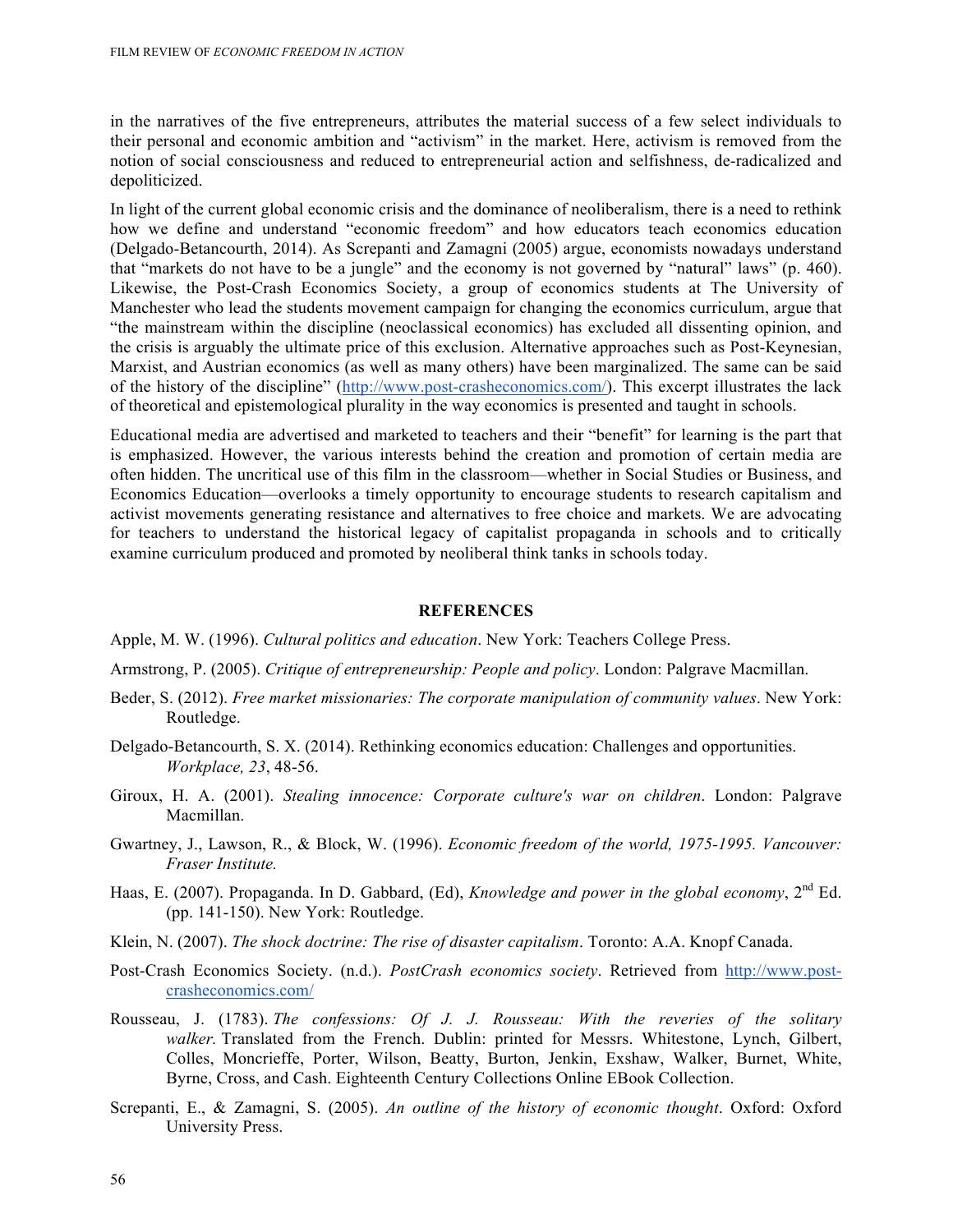in the narratives of the five entrepreneurs, attributes the material success of a few select individuals to their personal and economic ambition and "activism" in the market. Here, activism is removed from the notion of social consciousness and reduced to entrepreneurial action and selfishness, de-radicalized and depoliticized.

In light of the current global economic crisis and the dominance of neoliberalism, there is a need to rethink how we define and understand "economic freedom" and how educators teach economics education (Delgado-Betancourth, 2014). As Screpanti and Zamagni (2005) argue, economists nowadays understand that "markets do not have to be a jungle" and the economy is not governed by "natural" laws" (p. 460). Likewise, the Post-Crash Economics Society, a group of economics students at The University of Manchester who lead the students movement campaign for changing the economics curriculum, argue that "the mainstream within the discipline (neoclassical economics) has excluded all dissenting opinion, and the crisis is arguably the ultimate price of this exclusion. Alternative approaches such as Post-Keynesian, Marxist, and Austrian economics (as well as many others) have been marginalized. The same can be said of the history of the discipline" (http://www.post-crasheconomics.com/). This excerpt illustrates the lack of theoretical and epistemological plurality in the way economics is presented and taught in schools.

Educational media are advertised and marketed to teachers and their "benefit" for learning is the part that is emphasized. However, the various interests behind the creation and promotion of certain media are often hidden. The uncritical use of this film in the classroom—whether in Social Studies or Business, and Economics Education—overlooks a timely opportunity to encourage students to research capitalism and activist movements generating resistance and alternatives to free choice and markets. We are advocating for teachers to understand the historical legacy of capitalist propaganda in schools and to critically examine curriculum produced and promoted by neoliberal think tanks in schools today.

## REFERENCES

Apple, M. W. (1996). *Cultural politics and education*. New York: Teachers College Press.

Armstrong, P. (2005). *Critique of entrepreneurship: People and policy*. London: Palgrave Macmillan.

Beder, S. (2012). *Free market missionaries: The corporate manipulation of community values*. New York: Routledge.

Delgado-Betancourth, S. X. (2014). Rethinking economics education: Challenges and opportunities. *Workplace, 23*, 48-56.

Giroux, H. A. (2001). *Stealing innocence: Corporate culture's war on children*. London: Palgrave Macmillan.

Gwartney, J., Lawson, R., & Block, W. (1996). *Economic freedom of the world, 1975-1995. Vancouver: Fraser Institute.*

Haas, E. (2007). Propaganda. In D. Gabbard, (Ed), *Knowledge and power in the global economy*, 2nd Ed. (pp. 141-150). New York: Routledge.

Klein, N. (2007). *The shock doctrine: The rise of disaster capitalism*. Toronto: A.A. Knopf Canada.

Post-Crash Economics Society. (n.d.). *PostCrash economics society*. Retrieved from http://www.post-crasheconomics.com/

Rousseau, J. (1783). *The confessions: Of J. J. Rousseau: With the reveries of the solitary walker.* Translated from the French. Dublin: printed for Messrs. Whitestone, Lynch, Gilbert, Colles, Moncrieffe, Porter, Wilson, Beatty, Burton, Jenkin, Exshaw, Walker, Burnet, White, Byrne, Cross, and Cash. Eighteenth Century Collections Online EBook Collection.

Screpanti, E., & Zamagni, S. (2005). *An outline of the history of economic thought*. Oxford: Oxford University Press.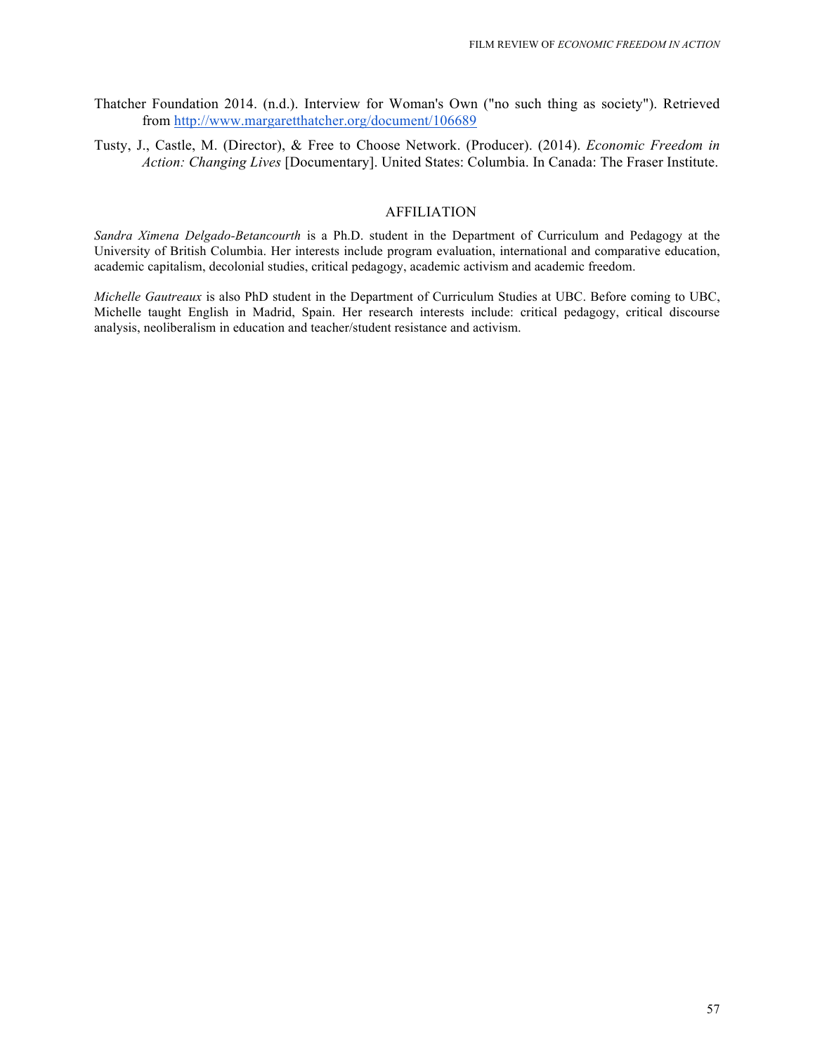Thatcher Foundation 2014. (n.d.). Interview for Woman's Own ("no such thing as society"). Retrieved from http://www.margaretthatcher.org/document/106689

Tusty, J., Castle, M. (Director), & Free to Choose Network. (Producer). (2014). *Economic Freedom in Action: Changing Lives* [Documentary]. United States: Columbia. In Canada: The Fraser Institute.

## AFFILIATION

*Sandra Ximena Delgado-Betancourth* is a Ph.D. student in the Department of Curriculum and Pedagogy at the University of British Columbia. Her interests include program evaluation, international and comparative education, academic capitalism, decolonial studies, critical pedagogy, academic activism and academic freedom.

*Michelle Gautreaux* is also PhD student in the Department of Curriculum Studies at UBC. Before coming to UBC, Michelle taught English in Madrid, Spain. Her research interests include: critical pedagogy, critical discourse analysis, neoliberalism in education and teacher/student resistance and activism.